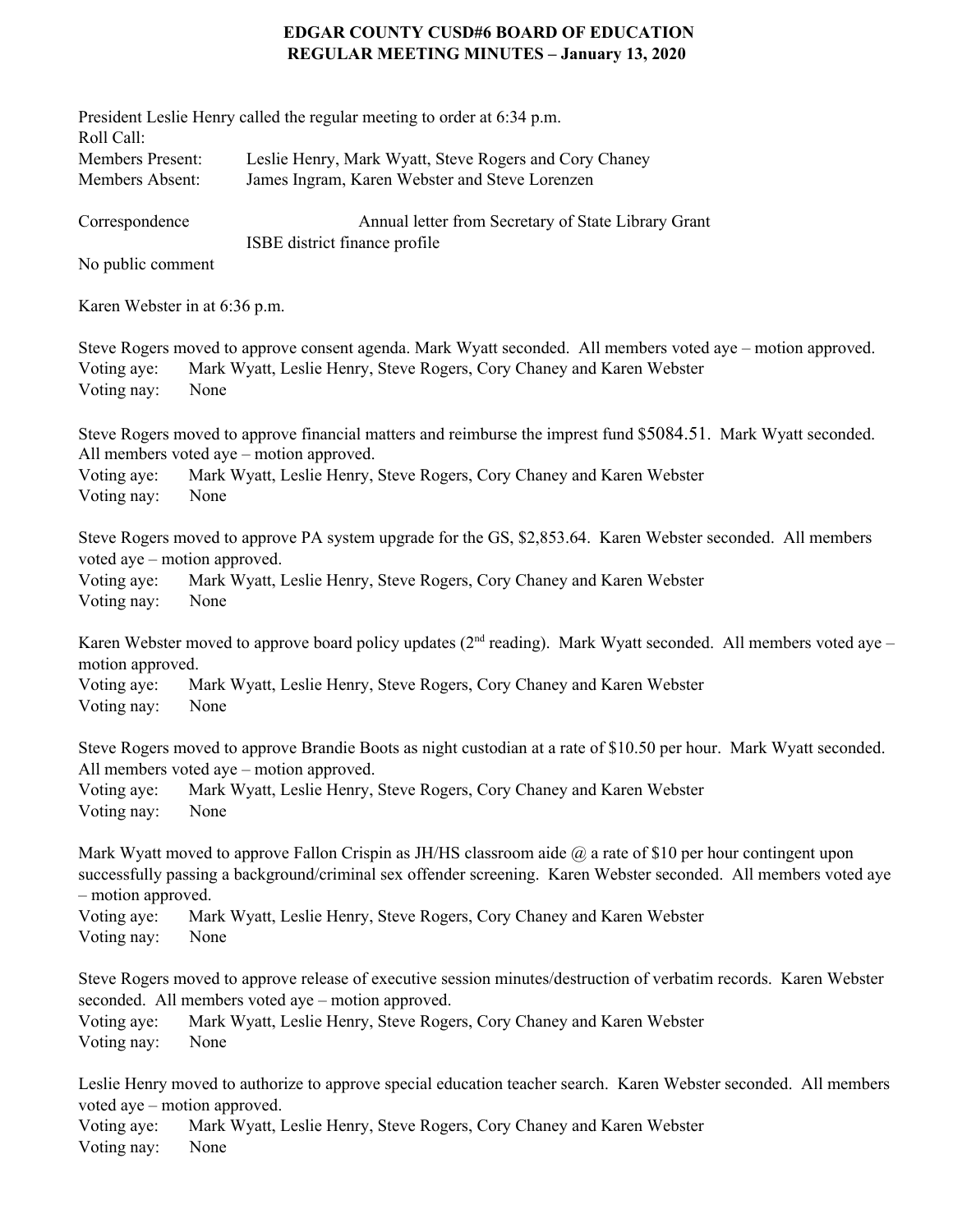# EDGAR COUNTY CUSD#6 BOARD OF EDUCATION
## REGULAR MEETING MINUTES – January 13, 2020

President Leslie Henry called the regular meeting to order at 6:34 p.m.

Roll Call:

Members Present: Leslie Henry, Mark Wyatt, Steve Rogers and Cory Chaney

Members Absent: James Ingram, Karen Webster and Steve Lorenzen

Correspondence: Annual letter from Secretary of State Library Grant

ISBE district finance profile

No public comment

Karen Webster in at 6:36 p.m.

Steve Rogers moved to approve consent agenda. Mark Wyatt seconded. All members voted aye – motion approved.

Voting aye: Mark Wyatt, Leslie Henry, Steve Rogers, Cory Chaney and Karen Webster

Voting nay: None

Steve Rogers moved to approve financial matters and reimburse the imprest fund $5084.51. Mark Wyatt seconded. All members voted aye – motion approved.

Voting aye: Mark Wyatt, Leslie Henry, Steve Rogers, Cory Chaney and Karen Webster

Voting nay: None

Steve Rogers moved to approve PA system upgrade for the GS, $2,853.64. Karen Webster seconded. All members voted aye – motion approved.

Voting aye: Mark Wyatt, Leslie Henry, Steve Rogers, Cory Chaney and Karen Webster

Voting nay: None

Karen Webster moved to approve board policy updates (2nd reading). Mark Wyatt seconded. All members voted aye – motion approved.

Voting aye: Mark Wyatt, Leslie Henry, Steve Rogers, Cory Chaney and Karen Webster

Voting nay: None

Steve Rogers moved to approve Brandie Boots as night custodian at a rate of $10.50 per hour. Mark Wyatt seconded. All members voted aye – motion approved.

Voting aye: Mark Wyatt, Leslie Henry, Steve Rogers, Cory Chaney and Karen Webster

Voting nay: None

Mark Wyatt moved to approve Fallon Crispin as JH/HS classroom aide @ a rate of $10 per hour contingent upon successfully passing a background/criminal sex offender screening. Karen Webster seconded. All members voted aye – motion approved.

Voting aye: Mark Wyatt, Leslie Henry, Steve Rogers, Cory Chaney and Karen Webster

Voting nay: None

Steve Rogers moved to approve release of executive session minutes/destruction of verbatim records. Karen Webster seconded. All members voted aye – motion approved.

Voting aye: Mark Wyatt, Leslie Henry, Steve Rogers, Cory Chaney and Karen Webster

Voting nay: None

Leslie Henry moved to authorize to approve special education teacher search. Karen Webster seconded. All members voted aye – motion approved.

Voting aye: Mark Wyatt, Leslie Henry, Steve Rogers, Cory Chaney and Karen Webster

Voting nay: None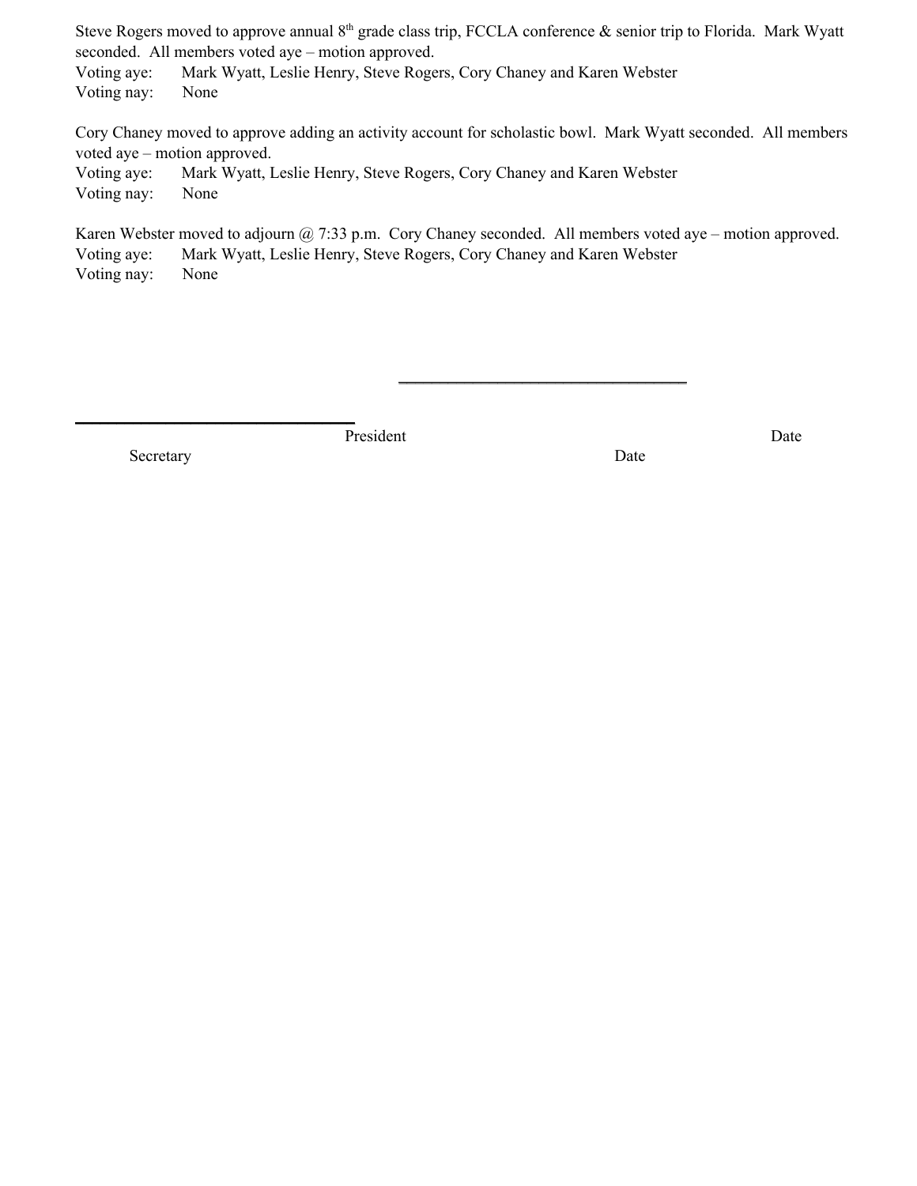Steve Rogers moved to approve annual 8th grade class trip, FCCLA conference & senior trip to Florida. Mark Wyatt seconded. All members voted aye – motion approved.
Voting aye: Mark Wyatt, Leslie Henry, Steve Rogers, Cory Chaney and Karen Webster
Voting nay: None

Cory Chaney moved to approve adding an activity account for scholastic bowl. Mark Wyatt seconded. All members voted aye – motion approved.
Voting aye: Mark Wyatt, Leslie Henry, Steve Rogers, Cory Chaney and Karen Webster
Voting nay: None

Karen Webster moved to adjourn @ 7:33 p.m. Cory Chaney seconded. All members voted aye – motion approved.
Voting aye: Mark Wyatt, Leslie Henry, Steve Rogers, Cory Chaney and Karen Webster
Voting nay: None

\_\_\_\_\_\_\_\_\_\_\_\_\_\_\_\_\_\_\_\_\_\_\_\_\_\_\_\_\_\_\_\_\_\_

\_\_\_\_\_\_\_\_\_\_\_\_\_\_\_\_\_\_\_\_\_\_\_\_\_\_\_\_\_\_\_\_\_\_

President Date

Secretary Date